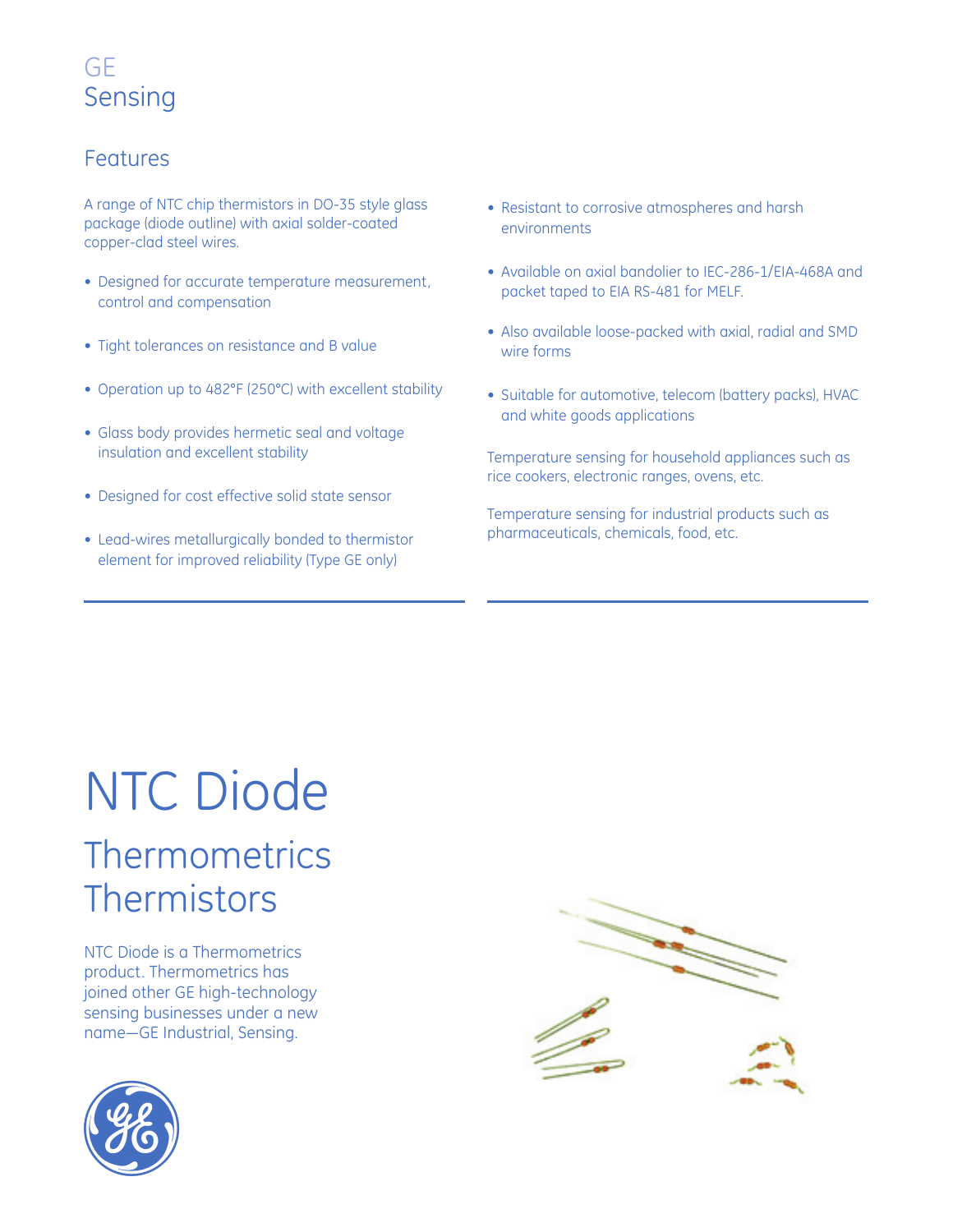GE
Sensing

## Features

A range of NTC chip thermistors in DO-35 style glass package (diode outline) with axial solder-coated copper-clad steel wires.

- Designed for accurate temperature measurement, control and compensation
- Tight tolerances on resistance and B value
- Operation up to 482°F (250°C) with excellent stability
- Glass body provides hermetic seal and voltage insulation and excellent stability
- Designed for cost effective solid state sensor
- Lead-wires metallurgically bonded to thermistor element for improved reliability (Type GE only)
- Resistant to corrosive atmospheres and harsh environments
- Available on axial bandolier to IEC-286-1/EIA-468A and packet taped to EIA RS-481 for MELF.
- Also available loose-packed with axial, radial and SMD wire forms
- Suitable for automotive, telecom (battery packs), HVAC and white goods applications

Temperature sensing for household appliances such as rice cookers, electronic ranges, ovens, etc.

Temperature sensing for industrial products such as pharmaceuticals, chemicals, food, etc.

# NTC Diode

## Thermometrics Thermistors

NTC Diode is a Thermometrics product. Thermometrics has joined other GE high-technology sensing businesses under a new name—GE Industrial, Sensing.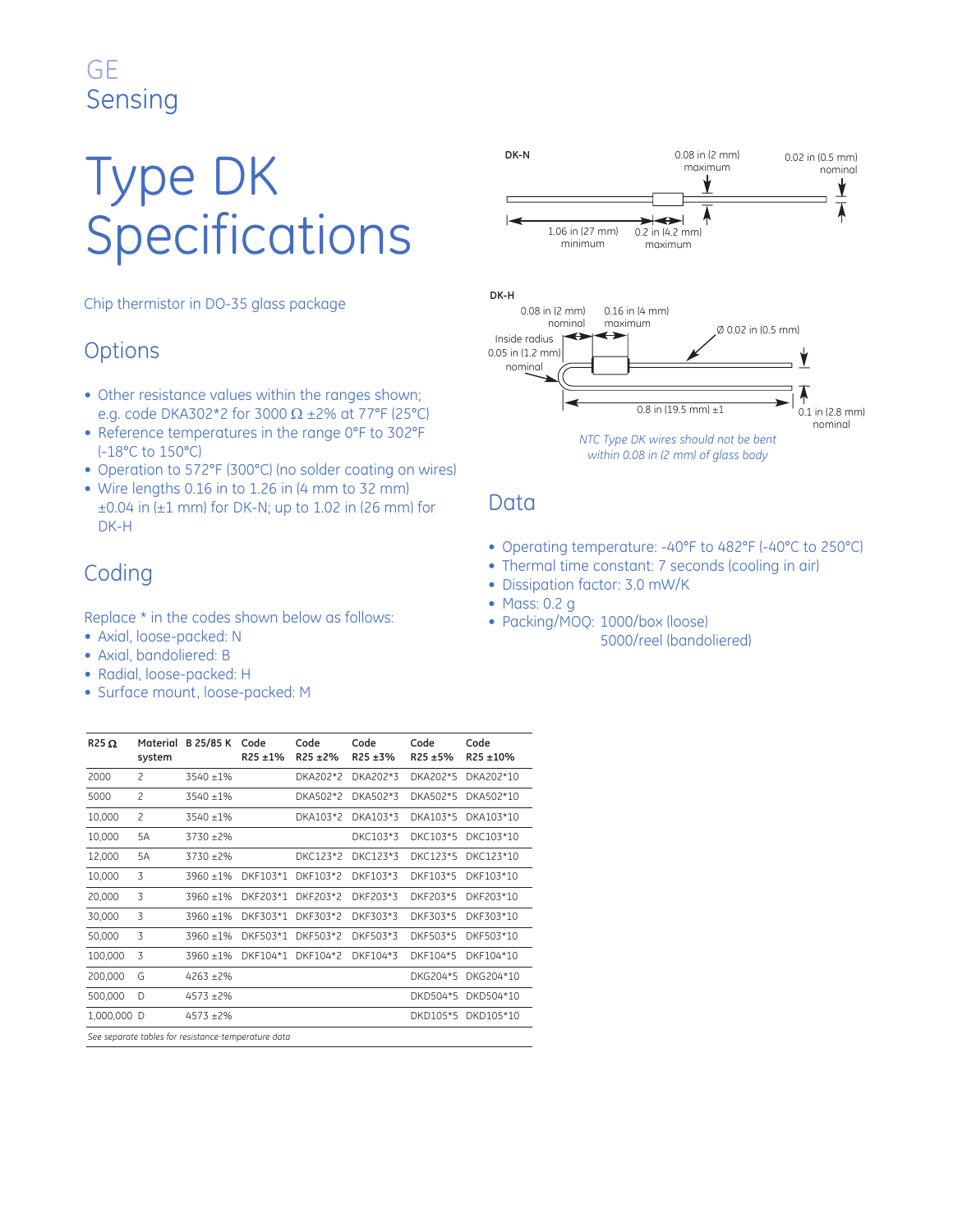GE
Sensing

# Type DK Specifications

Chip thermistor in DO-35 glass package

## Options

- Other resistance values within the ranges shown; e.g. code DKA302*2 for 3000 Ω ±2% at 77°F (25°C)
- Reference temperatures in the range 0°F to 302°F (-18°C to 150°C)
- Operation to 572°F (300°C) (no solder coating on wires)
- Wire lengths 0.16 in to 1.26 in (4 mm to 32 mm) ±0.04 in (±1 mm) for DK-N; up to 1.02 in (26 mm) for DK-H

## Coding

Replace * in the codes shown below as follows:

- Axial, loose-packed: N
- Axial, bandoliered: B
- Radial, loose-packed: H
- Surface mount, loose-packed: M

DK-N

0.08 in (2 mm) maximum
0.02 in (0.5 mm) nominal
1.06 in (27 mm) minimum
0.2 in (4.2 mm) maximum

DK-H

0.08 in (2 mm) nominal
0.16 in (4 mm) maximum
Inside radius 0.05 in (1.2 mm) nominal
Ø 0.02 in (0.5 mm)
0.8 in (19.5 mm) ±1
0.1 in (2.8 mm) nominal

*NTC Type DK wires should not be bent within 0.08 in (2 mm) of glass body*

## Data

- Operating temperature: -40°F to 482°F (-40°C to 250°C)
- Thermal time constant: 7 seconds (cooling in air)
- Dissipation factor: 3.0 mW/K
- Mass: 0.2 g
- Packing/MOQ: 1000/box (loose)
  5000/reel (bandoliered)

| R25 Ω | Material system | B 25/85 K | Code R25 ±1% | Code R25 ±2% | Code R25 ±3% | Code R25 ±5% | Code R25 ±10% |
|---|---|---|---|---|---|---|---|
| 2000 | 2 | 3540 ±1% | | DKA202*2 | DKA202*3 | DKA202*5 | DKA202*10 |
| 5000 | 2 | 3540 ±1% | | DKA502*2 | DKA502*3 | DKA502*5 | DKA502*10 |
| 10,000 | 2 | 3540 ±1% | | DKA103*2 | DKA103*3 | DKA103*5 | DKA103*10 |
| 10,000 | 5A | 3730 ±2% | | | DKC103*3 | DKC103*5 | DKC103*10 |
| 12,000 | 5A | 3730 ±2% | | DKC123*2 | DKC123*3 | DKC123*5 | DKC123*10 |
| 10,000 | 3 | 3960 ±1% | DKF103*1 | DKF103*2 | DKF103*3 | DKF103*5 | DKF103*10 |
| 20,000 | 3 | 3960 ±1% | DKF203*1 | DKF203*2 | DKF203*3 | DKF203*5 | DKF203*10 |
| 30,000 | 3 | 3960 ±1% | DKF303*1 | DKF303*2 | DKF303*3 | DKF303*5 | DKF303*10 |
| 50,000 | 3 | 3960 ±1% | DKF503*1 | DKF503*2 | DKF503*3 | DKF503*5 | DKF503*10 |
| 100,000 | 3 | 3960 ±1% | DKF104*1 | DKF104*2 | DKF104*3 | DKF104*5 | DKF104*10 |
| 200,000 | G | 4263 ±2% | | | | DKG204*5 | DKG204*10 |
| 500,000 | D | 4573 ±2% | | | | DKD504*5 | DKD504*10 |
| 1,000,000 | D | 4573 ±2% | | | | DKD105*5 | DKD105*10 |

*See separate tables for resistance-temperature data*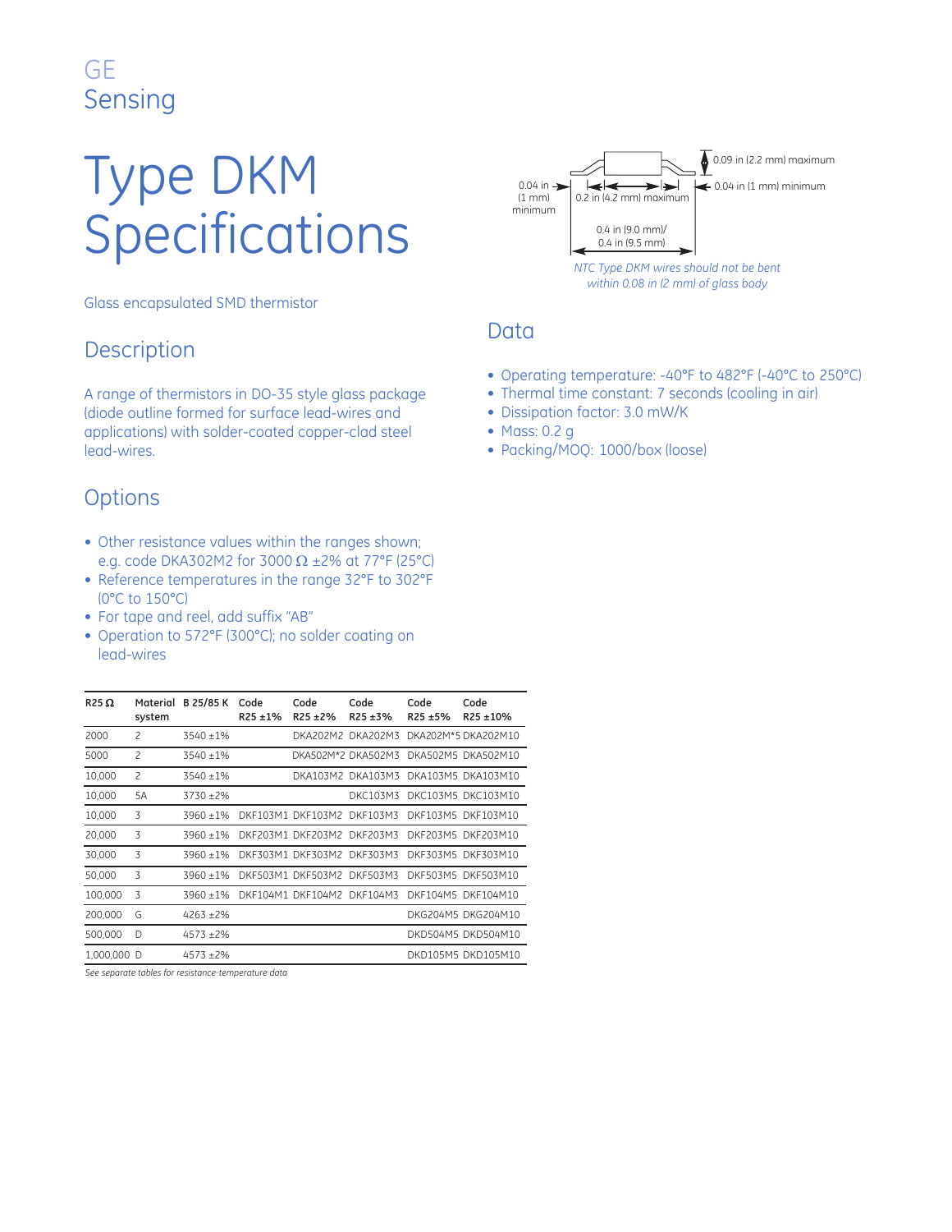GE
Sensing

# Type DKM Specifications

Glass encapsulated SMD thermistor

## Description

A range of thermistors in DO-35 style glass package (diode outline formed for surface lead-wires and applications) with solder-coated copper-clad steel lead-wires.

## Options

- Other resistance values within the ranges shown; e.g. code DKA302M2 for 3000 Ω ±2% at 77°F (25°C)
- Reference temperatures in the range 32°F to 302°F (0°C to 150°C)
- For tape and reel, add suffix "AB"
- Operation to 572°F (300°C); no solder coating on lead-wires

0.04 in (1 mm) minimum
0.2 in (4.2 mm) maximum
0.09 in (2.2 mm) maximum
0.04 in (1 mm) minimum
0.4 in (9.0 mm)/ 0.4 in (9.5 mm)

*NTC Type DKM wires should not be bent within 0.08 in (2 mm) of glass body*

## Data

- Operating temperature: -40°F to 482°F (-40°C to 250°C)
- Thermal time constant: 7 seconds (cooling in air)
- Dissipation factor: 3.0 mW/K
- Mass: 0.2 g
- Packing/MOQ: 1000/box (loose)

| R25 Ω | Material system | B 25/85 K | Code R25 ±1% | Code R25 ±2% | Code R25 ±3% | Code R25 ±5% | Code R25 ±10% |
|---|---|---|---|---|---|---|---|
| 2000 | 2 | 3540 ±1% | | DKA202M2 | DKA202M3 | DKA202M*5 | DKA202M10 |
| 5000 | 2 | 3540 ±1% | | DKA502M*2 | DKA502M3 | DKA502M5 | DKA502M10 |
| 10,000 | 2 | 3540 ±1% | | DKA103M2 | DKA103M3 | DKA103M5 | DKA103M10 |
| 10,000 | 5A | 3730 ±2% | | | DKC103M3 | DKC103M5 | DKC103M10 |
| 10,000 | 3 | 3960 ±1% | DKF103M1 | DKF103M2 | DKF103M3 | DKF103M5 | DKF103M10 |
| 20,000 | 3 | 3960 ±1% | DKF203M1 | DKF203M2 | DKF203M3 | DKF203M5 | DKF203M10 |
| 30,000 | 3 | 3960 ±1% | DKF303M1 | DKF303M2 | DKF303M3 | DKF303M5 | DKF303M10 |
| 50,000 | 3 | 3960 ±1% | DKF503M1 | DKF503M2 | DKF503M3 | DKF503M5 | DKF503M10 |
| 100,000 | 3 | 3960 ±1% | DKF104M1 | DKF104M2 | DKF104M3 | DKF104M5 | DKF104M10 |
| 200,000 | G | 4263 ±2% | | | | DKG204M5 | DKG204M10 |
| 500,000 | D | 4573 ±2% | | | | DKD504M5 | DKD504M10 |
| 1,000,000 | D | 4573 ±2% | | | | DKD105M5 | DKD105M10 |

*See separate tables for resistance-temperature data*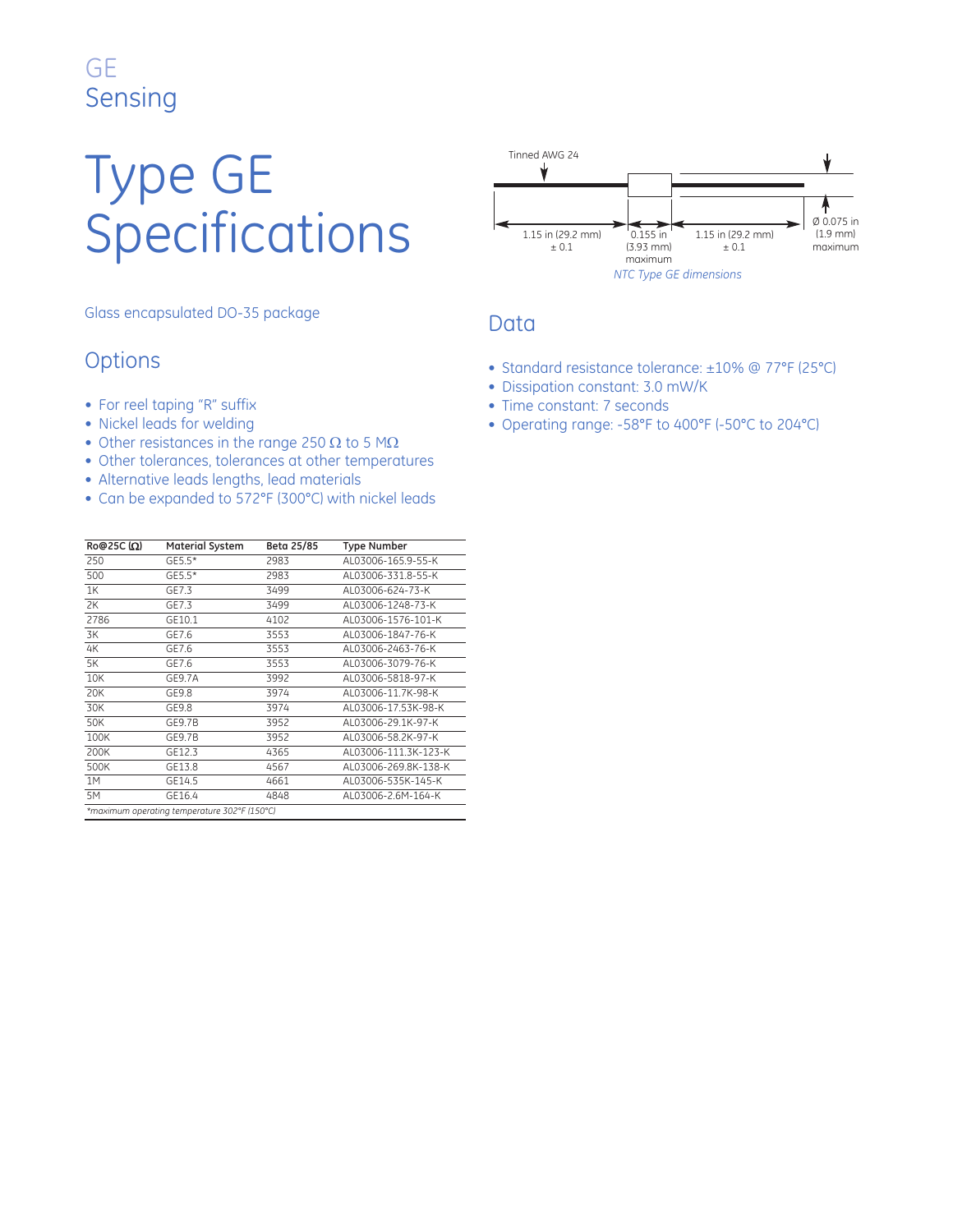GE
Sensing

# Type GE Specifications

Glass encapsulated DO-35 package

## Options

- For reel taping "R" suffix
- Nickel leads for welding
- Other resistances in the range 250 Ω to 5 MΩ
- Other tolerances, tolerances at other temperatures
- Alternative leads lengths, lead materials
- Can be expanded to 572°F (300°C) with nickel leads

| Ro@25C (Ω) | Material System | Beta 25/85 | Type Number |
|---|---|---|---|
| 250 | GE5.5* | 2983 | AL03006-165.9-55-K |
| 500 | GE5.5* | 2983 | AL03006-331.8-55-K |
| 1K | GE7.3 | 3499 | AL03006-624-73-K |
| 2K | GE7.3 | 3499 | AL03006-1248-73-K |
| 2786 | GE10.1 | 4102 | AL03006-1576-101-K |
| 3K | GE7.6 | 3553 | AL03006-1847-76-K |
| 4K | GE7.6 | 3553 | AL03006-2463-76-K |
| 5K | GE7.6 | 3553 | AL03006-3079-76-K |
| 10K | GE9.7A | 3992 | AL03006-5818-97-K |
| 20K | GE9.8 | 3974 | AL03006-11.7K-98-K |
| 30K | GE9.8 | 3974 | AL03006-17.53K-98-K |
| 50K | GE9.7B | 3952 | AL03006-29.1K-97-K |
| 100K | GE9.7B | 3952 | AL03006-58.2K-97-K |
| 200K | GE12.3 | 4365 | AL03006-111.3K-123-K |
| 500K | GE13.8 | 4567 | AL03006-269.8K-138-K |
| 1M | GE14.5 | 4661 | AL03006-535K-145-K |
| 5M | GE16.4 | 4848 | AL03006-2.6M-164-K |

*\*maximum operating temperature 302°F (150°C)*

Tinned AWG 24

1.15 in (29.2 mm) ± 0.1 | 0.155 in (3.93 mm) maximum | 1.15 in (29.2 mm) ± 0.1 | Ø 0.075 in (1.9 mm) maximum

*NTC Type GE dimensions*

## Data

- Standard resistance tolerance: ±10% @ 77°F (25°C)
- Dissipation constant: 3.0 mW/K
- Time constant: 7 seconds
- Operating range: -58°F to 400°F (-50°C to 204°C)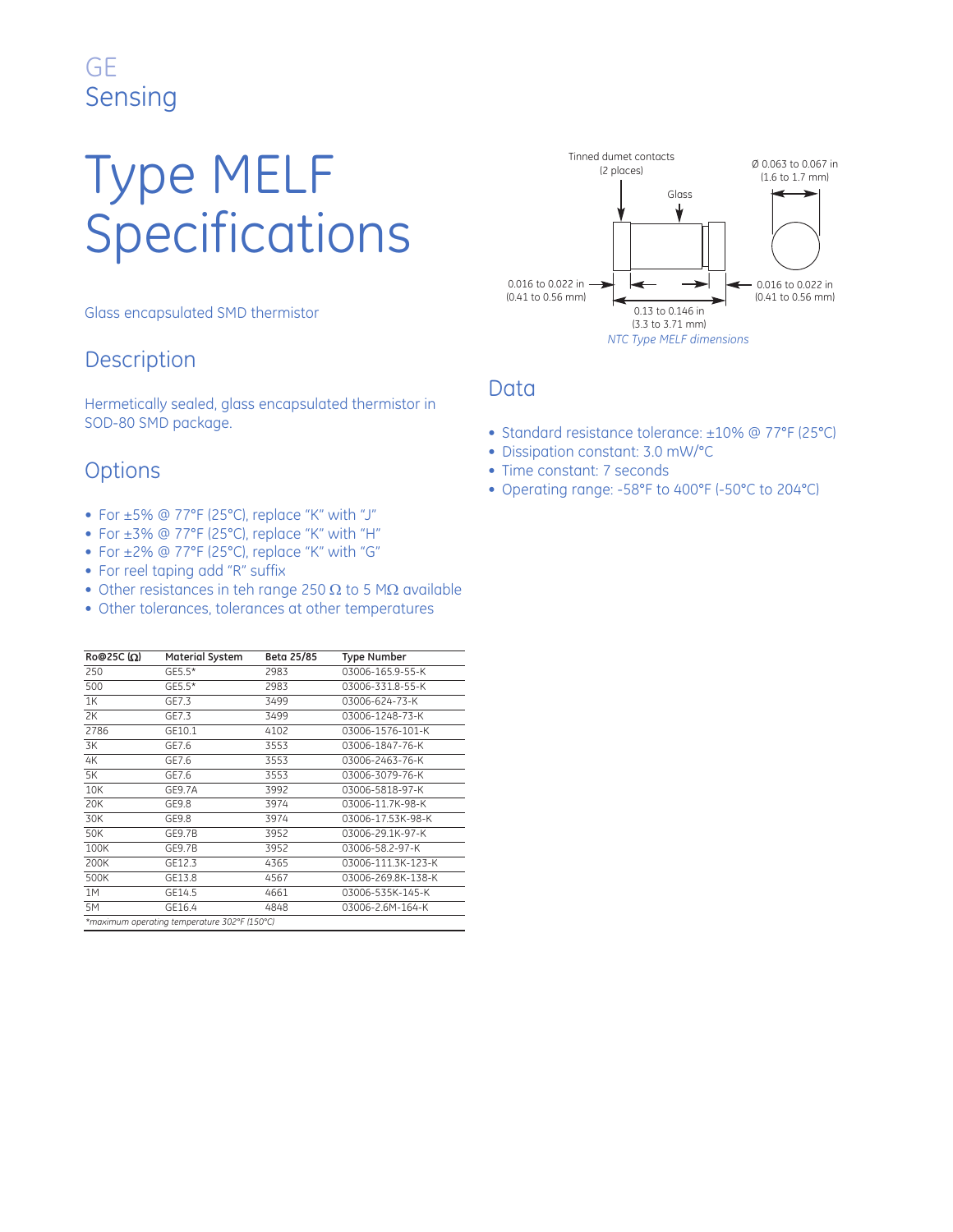GE
Sensing

# Type MELF Specifications

Glass encapsulated SMD thermistor

## Description

Hermetically sealed, glass encapsulated thermistor in SOD-80 SMD package.

## Options

- For ±5% @ 77°F (25°C), replace "K" with "J"
- For ±3% @ 77°F (25°C), replace "K" with "H"
- For ±2% @ 77°F (25°C), replace "K" with "G"
- For reel taping add "R" suffix
- Other resistances in teh range 250 Ω to 5 MΩ available
- Other tolerances, tolerances at other temperatures

| Ro@25C (Ω) | Material System | Beta 25/85 | Type Number |
|---|---|---|---|
| 250 | GE5.5* | 2983 | 03006-165.9-55-K |
| 500 | GE5.5* | 2983 | 03006-331.8-55-K |
| 1K | GE7.3 | 3499 | 03006-624-73-K |
| 2K | GE7.3 | 3499 | 03006-1248-73-K |
| 2786 | GE10.1 | 4102 | 03006-1576-101-K |
| 3K | GE7.6 | 3553 | 03006-1847-76-K |
| 4K | GE7.6 | 3553 | 03006-2463-76-K |
| 5K | GE7.6 | 3553 | 03006-3079-76-K |
| 10K | GE9.7A | 3992 | 03006-5818-97-K |
| 20K | GE9.8 | 3974 | 03006-11.7K-98-K |
| 30K | GE9.8 | 3974 | 03006-17.53K-98-K |
| 50K | GE9.7B | 3952 | 03006-29.1K-97-K |
| 100K | GE9.7B | 3952 | 03006-58.2-97-K |
| 200K | GE12.3 | 4365 | 03006-111.3K-123-K |
| 500K | GE13.8 | 4567 | 03006-269.8K-138-K |
| 1M | GE14.5 | 4661 | 03006-535K-145-K |
| 5M | GE16.4 | 4848 | 03006-2.6M-164-K |

*maximum operating temperature 302°F (150°C)*

Tinned dumet contacts (2 places)

Glass

Ø 0.063 to 0.067 in (1.6 to 1.7 mm)

0.016 to 0.022 in (0.41 to 0.56 mm)

0.016 to 0.022 in (0.41 to 0.56 mm)

0.13 to 0.146 in (3.3 to 3.71 mm)

*NTC Type MELF dimensions*

## Data

- Standard resistance tolerance: ±10% @ 77°F (25°C)
- Dissipation constant: 3.0 mW/°C
- Time constant: 7 seconds
- Operating range: -58°F to 400°F (-50°C to 204°C)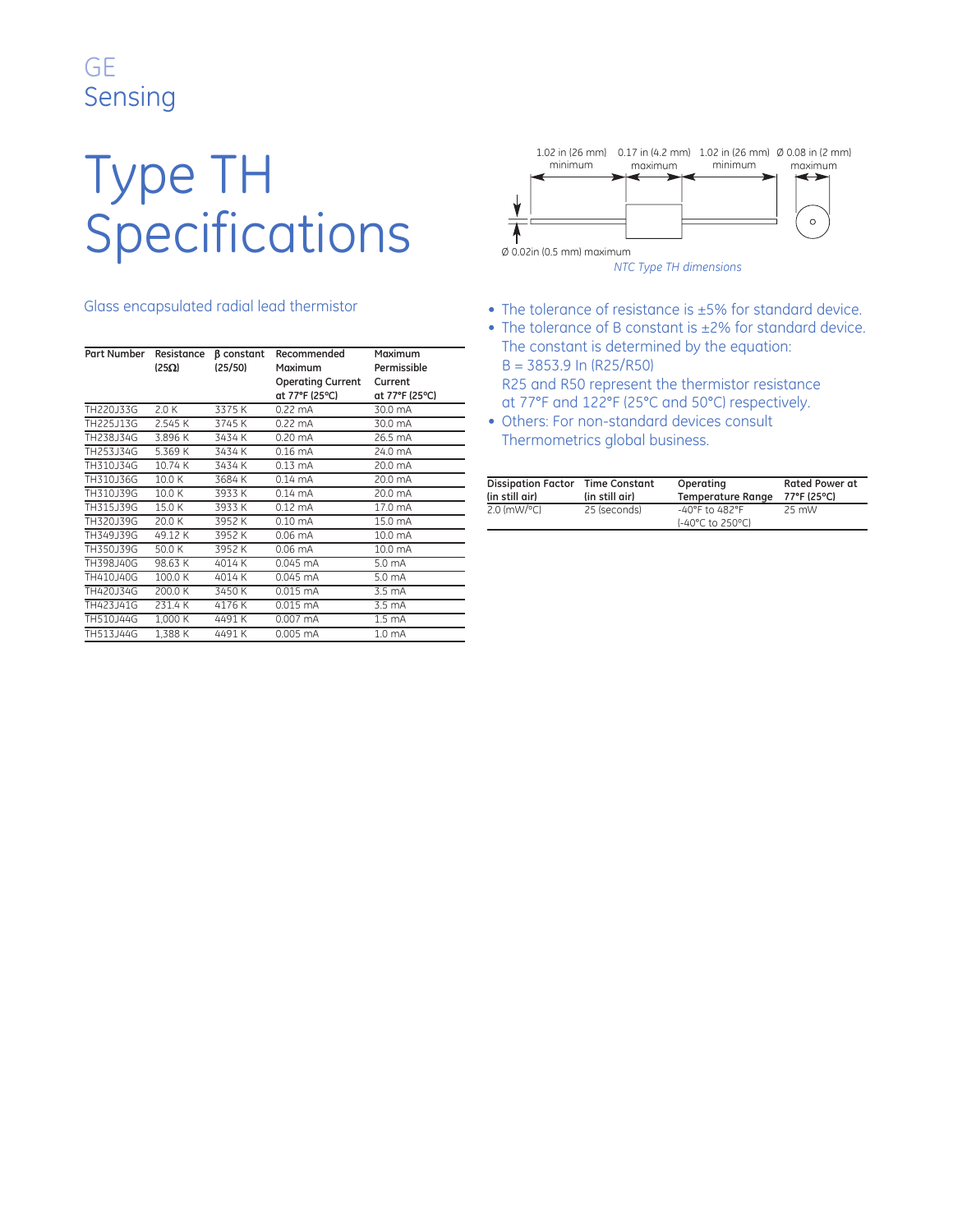GE
Sensing

# Type TH Specifications

1.02 in (26 mm) minimum | 0.17 in (4.2 mm) maximum | 1.02 in (26 mm) minimum | Ø 0.08 in (2 mm) maximum

Ø 0.02in (0.5 mm) maximum

*NTC Type TH dimensions*

## Glass encapsulated radial lead thermistor

| Part Number | Resistance (25Ω) | β constant (25/50) | Recommended Maximum Operating Current at 77°F (25°C) | Maximum Permissible Current at 77°F (25°C) |
|---|---|---|---|---|
| TH220J33G | 2.0 K | 3375 K | 0.22 mA | 30.0 mA |
| TH225J13G | 2.545 K | 3745 K | 0.22 mA | 30.0 mA |
| TH238J34G | 3.896 K | 3434 K | 0.20 mA | 26.5 mA |
| TH253J34G | 5.369 K | 3434 K | 0.16 mA | 24.0 mA |
| TH310J34G | 10.74 K | 3434 K | 0.13 mA | 20.0 mA |
| TH310J36G | 10.0 K | 3684 K | 0.14 mA | 20.0 mA |
| TH310J39G | 10.0 K | 3933 K | 0.14 mA | 20.0 mA |
| TH315J39G | 15.0 K | 3933 K | 0.12 mA | 17.0 mA |
| TH320J39G | 20.0 K | 3952 K | 0.10 mA | 15.0 mA |
| TH349J39G | 49.12 K | 3952 K | 0.06 mA | 10.0 mA |
| TH350J39G | 50.0 K | 3952 K | 0.06 mA | 10.0 mA |
| TH398J40G | 98.63 K | 4014 K | 0.045 mA | 5.0 mA |
| TH410J40G | 100.0 K | 4014 K | 0.045 mA | 5.0 mA |
| TH420J34G | 200.0 K | 3450 K | 0.015 mA | 3.5 mA |
| TH423J41G | 231.4 K | 4176 K | 0.015 mA | 3.5 mA |
| TH510J44G | 1,000 K | 4491 K | 0.007 mA | 1.5 mA |
| TH513J44G | 1,388 K | 4491 K | 0.005 mA | 1.0 mA |

- The tolerance of resistance is ±5% for standard device.
- The tolerance of B constant is ±2% for standard device. The constant is determined by the equation:
  $B = 3853.9 \ln(R25/R50)$
  R25 and R50 represent the thermistor resistance at 77°F and 122°F (25°C and 50°C) respectively.
- Others: For non-standard devices consult Thermometrics global business.

| Dissipation Factor (in still air) | Time Constant (in still air) | Operating Temperature Range | Rated Power at 77°F (25°C) |
|---|---|---|---|
| 2.0 (mW/°C) | 25 (seconds) | -40°F to 482°F (-40°C to 250°C) | 25 mW |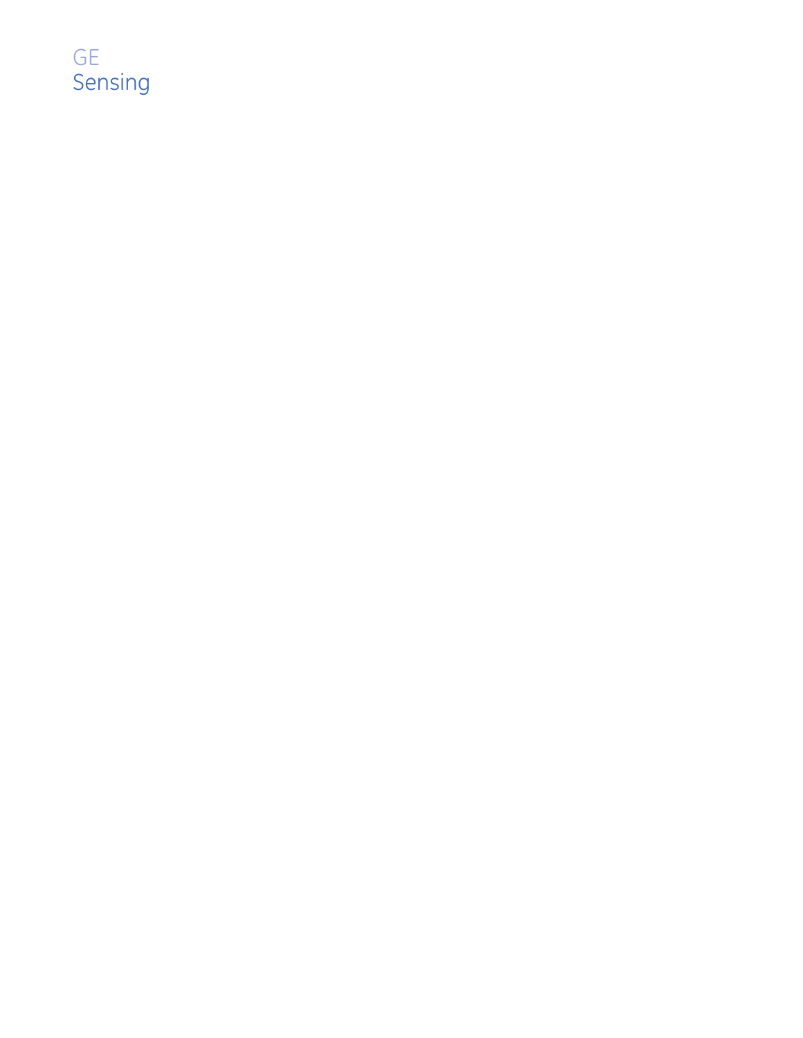GE
Sensing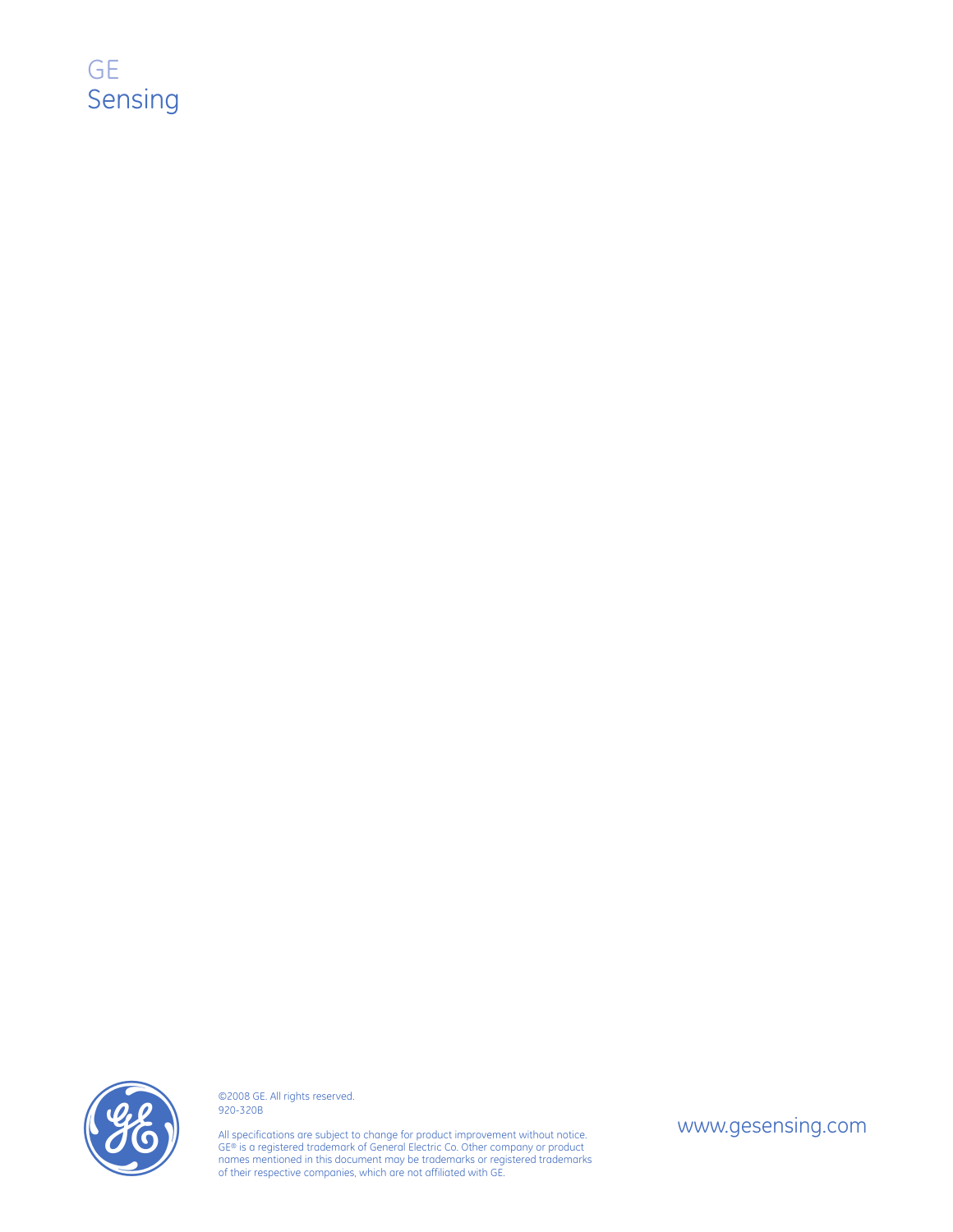GE
Sensing

©2008 GE. All rights reserved.
920-320B

All specifications are subject to change for product improvement without notice. GE® is a registered trademark of General Electric Co. Other company or product names mentioned in this document may be trademarks or registered trademarks of their respective companies, which are not affiliated with GE.

www.gesensing.com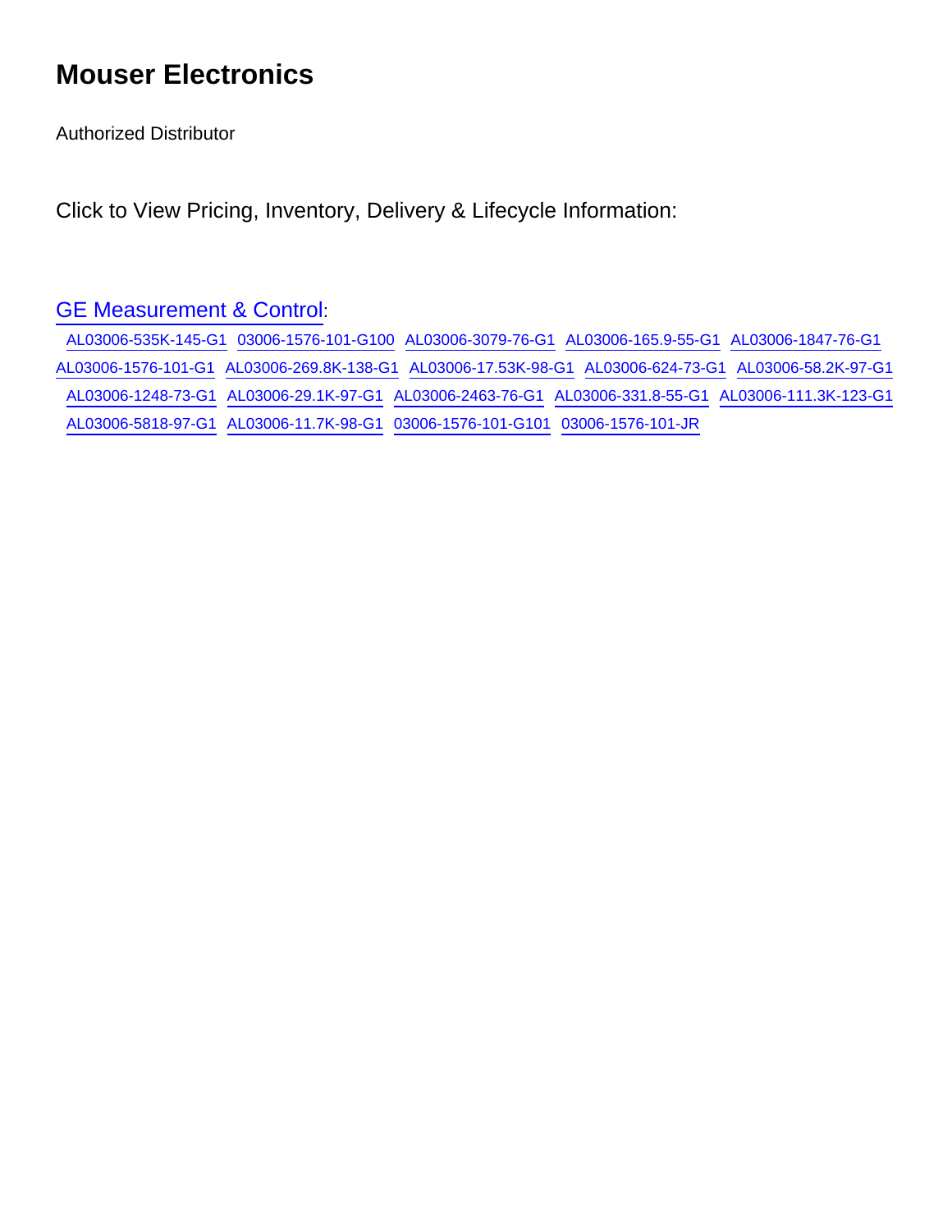# Mouser Electronics

Authorized Distributor

Click to View Pricing, Inventory, Delivery & Lifecycle Information:

GE Measurement & Control:

AL03006-535K-145-G1 03006-1576-101-G100 AL03006-3079-76-G1 AL03006-165.9-55-G1 AL03006-1847-76-G1 AL03006-1576-101-G1 AL03006-269.8K-138-G1 AL03006-17.53K-98-G1 AL03006-624-73-G1 AL03006-58.2K-97-G1 AL03006-1248-73-G1 AL03006-29.1K-97-G1 AL03006-2463-76-G1 AL03006-331.8-55-G1 AL03006-111.3K-123-G1 AL03006-5818-97-G1 AL03006-11.7K-98-G1 03006-1576-101-G101 03006-1576-101-JR